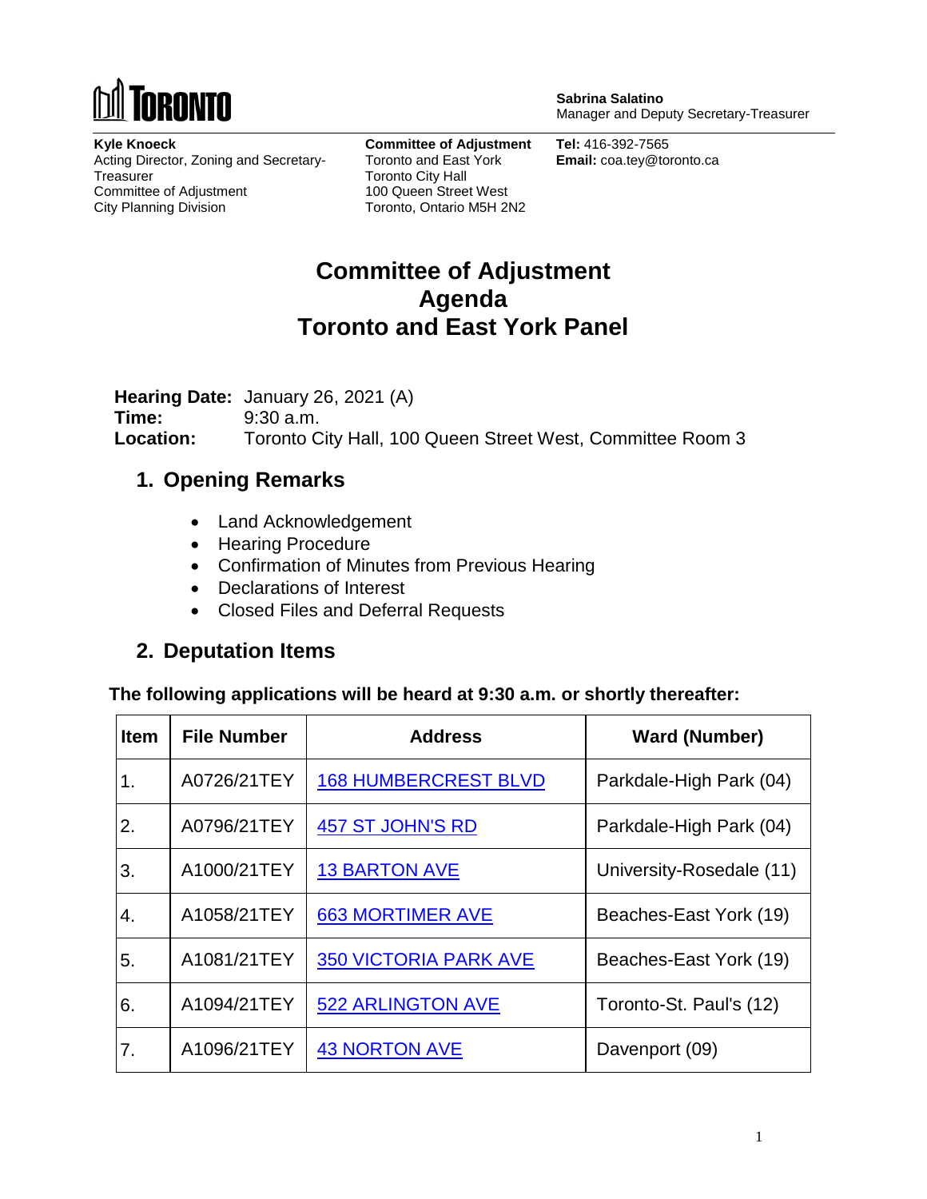TORONTO

**Sabrina Salatino**
Manager and Deputy Secretary-Treasurer

**Kyle Knoeck**
Acting Director, Zoning and Secretary-Treasurer
Committee of Adjustment
City Planning Division

**Committee of Adjustment**
Toronto and East York
Toronto City Hall
100 Queen Street West
Toronto, Ontario M5H 2N2

**Tel:** 416-392-7565
**Email:** coa.tey@toronto.ca

# Committee of Adjustment Agenda Toronto and East York Panel

**Hearing Date:** January 26, 2021 (A)
**Time:** 9:30 a.m.
**Location:** Toronto City Hall, 100 Queen Street West, Committee Room 3

## 1. Opening Remarks

- Land Acknowledgement
- Hearing Procedure
- Confirmation of Minutes from Previous Hearing
- Declarations of Interest
- Closed Files and Deferral Requests

## 2. Deputation Items

**The following applications will be heard at 9:30 a.m. or shortly thereafter:**

| Item | File Number | Address | Ward (Number) |
|---|---|---|---|
| 1. | A0726/21TEY | 168 HUMBERCREST BLVD | Parkdale-High Park (04) |
| 2. | A0796/21TEY | 457 ST JOHN'S RD | Parkdale-High Park (04) |
| 3. | A1000/21TEY | 13 BARTON AVE | University-Rosedale (11) |
| 4. | A1058/21TEY | 663 MORTIMER AVE | Beaches-East York (19) |
| 5. | A1081/21TEY | 350 VICTORIA PARK AVE | Beaches-East York (19) |
| 6. | A1094/21TEY | 522 ARLINGTON AVE | Toronto-St. Paul's (12) |
| 7. | A1096/21TEY | 43 NORTON AVE | Davenport (09) |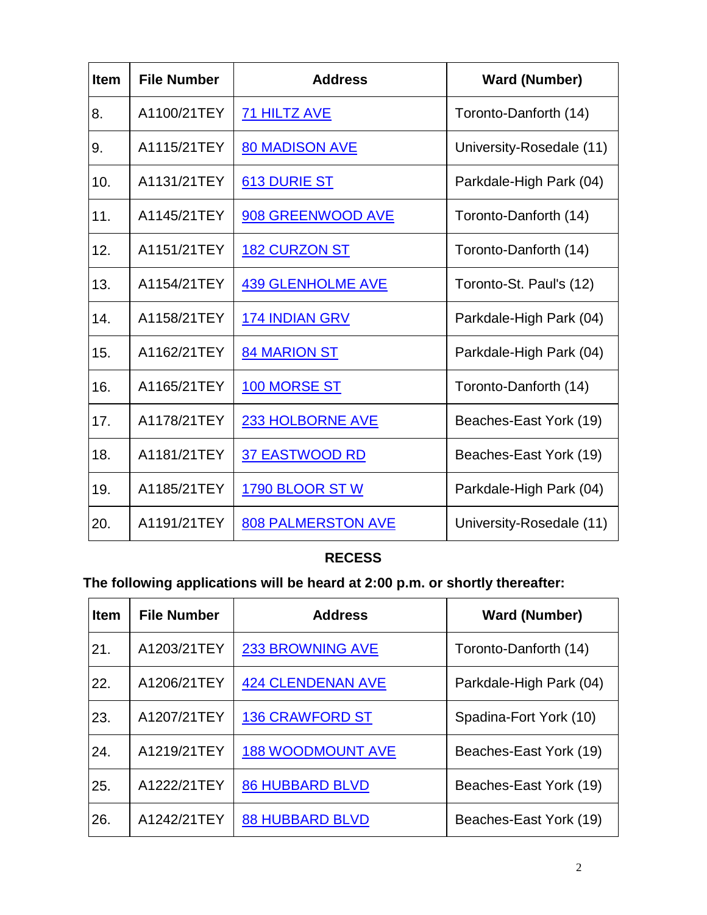| Item | File Number | Address | Ward (Number) |
|---|---|---|---|
| 8. | A1100/21TEY | 71 HILTZ AVE | Toronto-Danforth (14) |
| 9. | A1115/21TEY | 80 MADISON AVE | University-Rosedale (11) |
| 10. | A1131/21TEY | 613 DURIE ST | Parkdale-High Park (04) |
| 11. | A1145/21TEY | 908 GREENWOOD AVE | Toronto-Danforth (14) |
| 12. | A1151/21TEY | 182 CURZON ST | Toronto-Danforth (14) |
| 13. | A1154/21TEY | 439 GLENHOLME AVE | Toronto-St. Paul's (12) |
| 14. | A1158/21TEY | 174 INDIAN GRV | Parkdale-High Park (04) |
| 15. | A1162/21TEY | 84 MARION ST | Parkdale-High Park (04) |
| 16. | A1165/21TEY | 100 MORSE ST | Toronto-Danforth (14) |
| 17. | A1178/21TEY | 233 HOLBORNE AVE | Beaches-East York (19) |
| 18. | A1181/21TEY | 37 EASTWOOD RD | Beaches-East York (19) |
| 19. | A1185/21TEY | 1790 BLOOR ST W | Parkdale-High Park (04) |
| 20. | A1191/21TEY | 808 PALMERSTON AVE | University-Rosedale (11) |

**RECESS**

**The following applications will be heard at 2:00 p.m. or shortly thereafter:**

| Item | File Number | Address | Ward (Number) |
|---|---|---|---|
| 21. | A1203/21TEY | 233 BROWNING AVE | Toronto-Danforth (14) |
| 22. | A1206/21TEY | 424 CLENDENAN AVE | Parkdale-High Park (04) |
| 23. | A1207/21TEY | 136 CRAWFORD ST | Spadina-Fort York (10) |
| 24. | A1219/21TEY | 188 WOODMOUNT AVE | Beaches-East York (19) |
| 25. | A1222/21TEY | 86 HUBBARD BLVD | Beaches-East York (19) |
| 26. | A1242/21TEY | 88 HUBBARD BLVD | Beaches-East York (19) |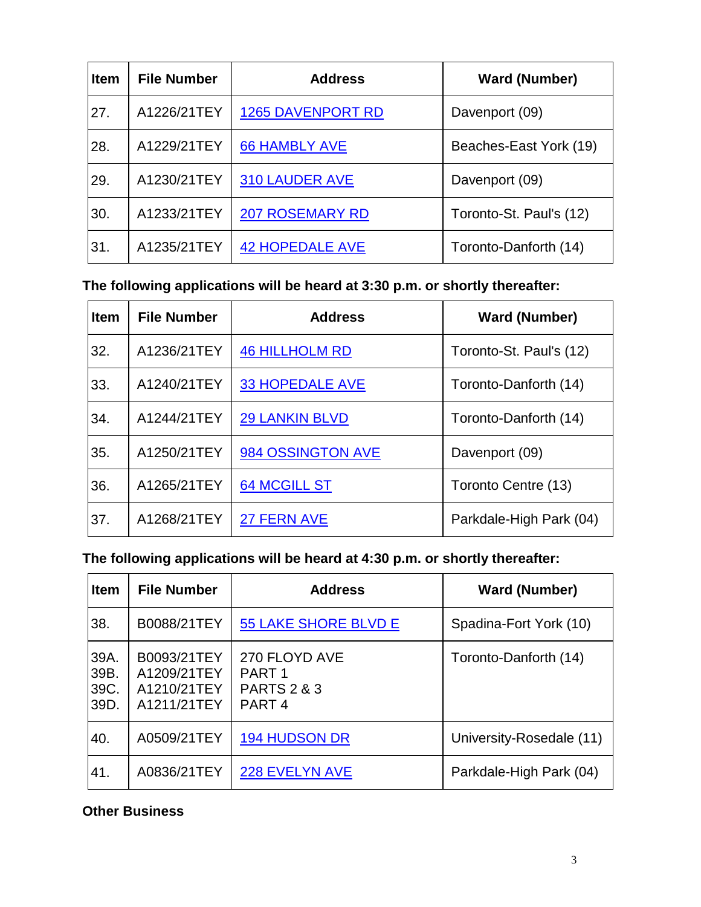| Item | File Number | Address | Ward (Number) |
| --- | --- | --- | --- |
| 27. | A1226/21TEY | 1265 DAVENPORT RD | Davenport (09) |
| 28. | A1229/21TEY | 66 HAMBLY AVE | Beaches-East York (19) |
| 29. | A1230/21TEY | 310 LAUDER AVE | Davenport (09) |
| 30. | A1233/21TEY | 207 ROSEMARY RD | Toronto-St. Paul's (12) |
| 31. | A1235/21TEY | 42 HOPEDALE AVE | Toronto-Danforth (14) |

**The following applications will be heard at 3:30 p.m. or shortly thereafter:**

| Item | File Number | Address | Ward (Number) |
| --- | --- | --- | --- |
| 32. | A1236/21TEY | 46 HILLHOLM RD | Toronto-St. Paul's (12) |
| 33. | A1240/21TEY | 33 HOPEDALE AVE | Toronto-Danforth (14) |
| 34. | A1244/21TEY | 29 LANKIN BLVD | Toronto-Danforth (14) |
| 35. | A1250/21TEY | 984 OSSINGTON AVE | Davenport (09) |
| 36. | A1265/21TEY | 64 MCGILL ST | Toronto Centre (13) |
| 37. | A1268/21TEY | 27 FERN AVE | Parkdale-High Park (04) |

**The following applications will be heard at 4:30 p.m. or shortly thereafter:**

| Item | File Number | Address | Ward (Number) |
| --- | --- | --- | --- |
| 38. | B0088/21TEY | 55 LAKE SHORE BLVD E | Spadina-Fort York (10) |
| 39A.<br>39B.<br>39C.<br>39D. | B0093/21TEY<br>A1209/21TEY<br>A1210/21TEY<br>A1211/21TEY | 270 FLOYD AVE<br>PART 1<br>PARTS 2 & 3<br>PART 4 | Toronto-Danforth (14) |
| 40. | A0509/21TEY | 194 HUDSON DR | University-Rosedale (11) |
| 41. | A0836/21TEY | 228 EVELYN AVE | Parkdale-High Park (04) |

**Other Business**